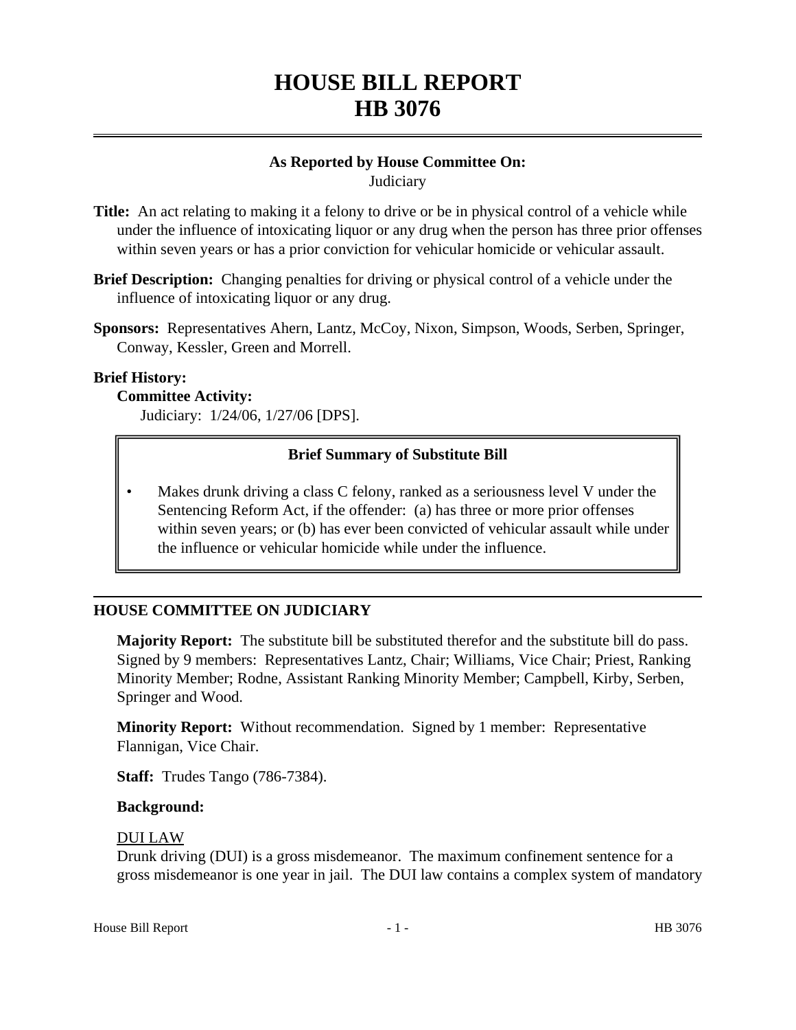# HOUSE BILL REPORT
# HB 3076

**As Reported by House Committee On:**
Judiciary

**Title:** An act relating to making it a felony to drive or be in physical control of a vehicle while under the influence of intoxicating liquor or any drug when the person has three prior offenses within seven years or has a prior conviction for vehicular homicide or vehicular assault.

**Brief Description:** Changing penalties for driving or physical control of a vehicle under the influence of intoxicating liquor or any drug.

**Sponsors:** Representatives Ahern, Lantz, McCoy, Nixon, Simpson, Woods, Serben, Springer, Conway, Kessler, Green and Morrell.

**Brief History:**

**Committee Activity:**

Judiciary: 1/24/06, 1/27/06 [DPS].

**Brief Summary of Substitute Bill**

- Makes drunk driving a class C felony, ranked as a seriousness level V under the Sentencing Reform Act, if the offender: (a) has three or more prior offenses within seven years; or (b) has ever been convicted of vehicular assault while under the influence or vehicular homicide while under the influence.

## HOUSE COMMITTEE ON JUDICIARY

**Majority Report:** The substitute bill be substituted therefor and the substitute bill do pass. Signed by 9 members: Representatives Lantz, Chair; Williams, Vice Chair; Priest, Ranking Minority Member; Rodne, Assistant Ranking Minority Member; Campbell, Kirby, Serben, Springer and Wood.

**Minority Report:** Without recommendation. Signed by 1 member: Representative Flannigan, Vice Chair.

**Staff:** Trudes Tango (786-7384).

**Background:**

DUI LAW

Drunk driving (DUI) is a gross misdemeanor. The maximum confinement sentence for a gross misdemeanor is one year in jail. The DUI law contains a complex system of mandatory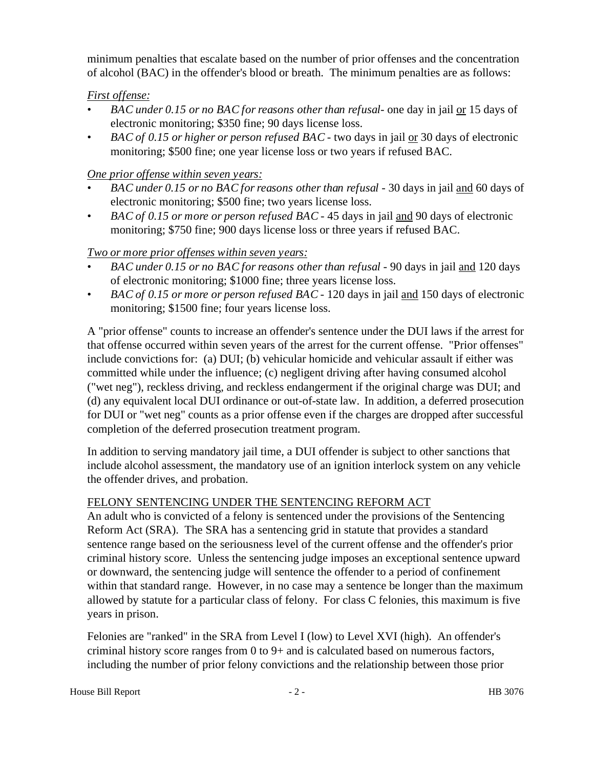minimum penalties that escalate based on the number of prior offenses and the concentration of alcohol (BAC) in the offender's blood or breath. The minimum penalties are as follows:

*First offense:*

- *BAC under 0.15 or no BAC for reasons other than refusal*- one day in jail or 15 days of electronic monitoring; $350 fine; 90 days license loss.
- *BAC of 0.15 or higher or person refused BAC* - two days in jail or 30 days of electronic monitoring; $500 fine; one year license loss or two years if refused BAC.

*One prior offense within seven years:*

- *BAC under 0.15 or no BAC for reasons other than refusal* - 30 days in jail and 60 days of electronic monitoring; $500 fine; two years license loss.
- *BAC of 0.15 or more or person refused BAC* - 45 days in jail and 90 days of electronic monitoring; $750 fine; 900 days license loss or three years if refused BAC.

*Two or more prior offenses within seven years:*

- *BAC under 0.15 or no BAC for reasons other than refusal* - 90 days in jail and 120 days of electronic monitoring; $1000 fine; three years license loss.
- *BAC of 0.15 or more or person refused BAC* - 120 days in jail and 150 days of electronic monitoring; $1500 fine; four years license loss.

A "prior offense" counts to increase an offender's sentence under the DUI laws if the arrest for that offense occurred within seven years of the arrest for the current offense. "Prior offenses" include convictions for: (a) DUI; (b) vehicular homicide and vehicular assault if either was committed while under the influence; (c) negligent driving after having consumed alcohol ("wet neg"), reckless driving, and reckless endangerment if the original charge was DUI; and (d) any equivalent local DUI ordinance or out-of-state law. In addition, a deferred prosecution for DUI or "wet neg" counts as a prior offense even if the charges are dropped after successful completion of the deferred prosecution treatment program.

In addition to serving mandatory jail time, a DUI offender is subject to other sanctions that include alcohol assessment, the mandatory use of an ignition interlock system on any vehicle the offender drives, and probation.

FELONY SENTENCING UNDER THE SENTENCING REFORM ACT

An adult who is convicted of a felony is sentenced under the provisions of the Sentencing Reform Act (SRA). The SRA has a sentencing grid in statute that provides a standard sentence range based on the seriousness level of the current offense and the offender's prior criminal history score. Unless the sentencing judge imposes an exceptional sentence upward or downward, the sentencing judge will sentence the offender to a period of confinement within that standard range. However, in no case may a sentence be longer than the maximum allowed by statute for a particular class of felony. For class C felonies, this maximum is five years in prison.

Felonies are "ranked" in the SRA from Level I (low) to Level XVI (high). An offender's criminal history score ranges from 0 to 9+ and is calculated based on numerous factors, including the number of prior felony convictions and the relationship between those prior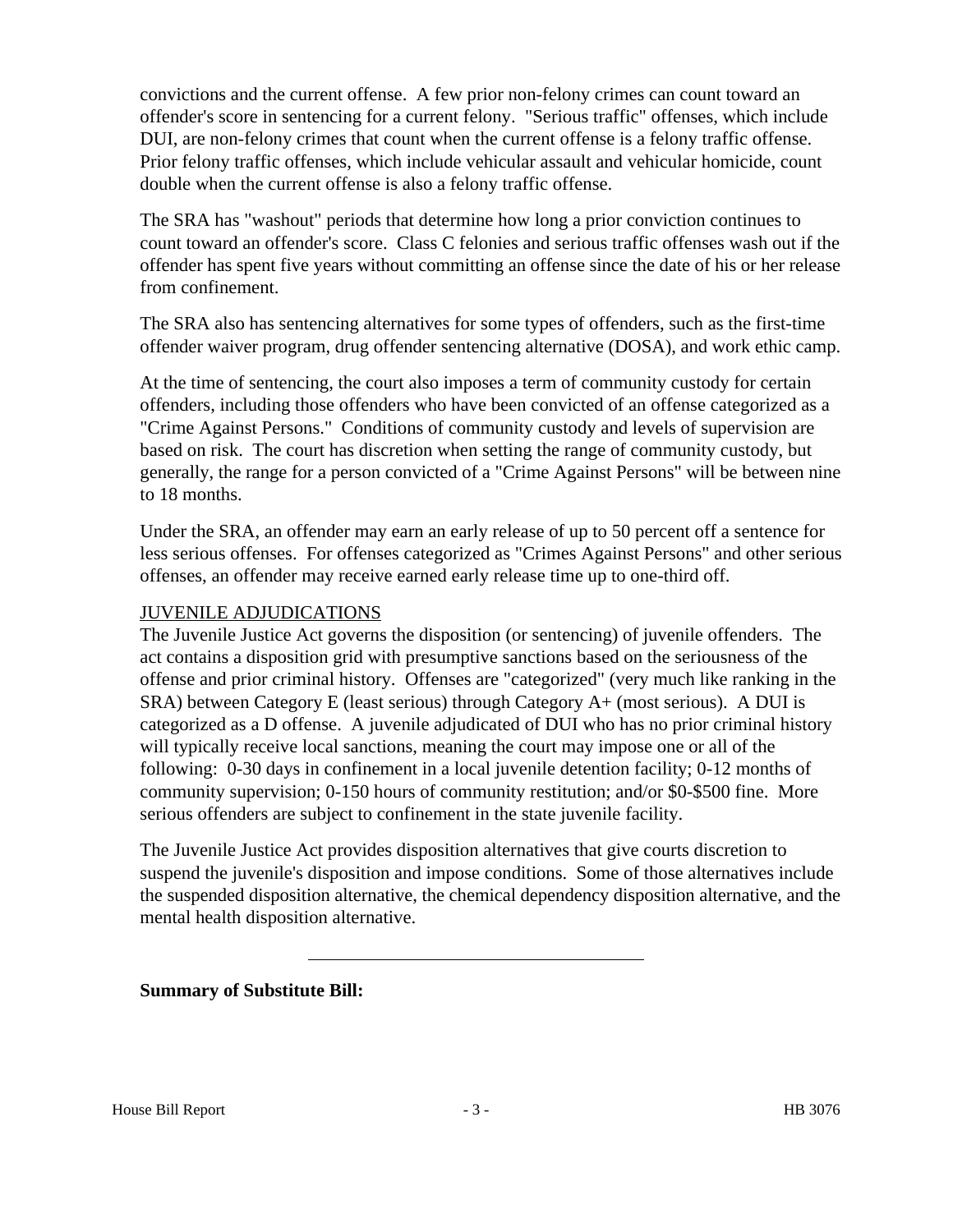convictions and the current offense. A few prior non-felony crimes can count toward an offender's score in sentencing for a current felony. "Serious traffic" offenses, which include DUI, are non-felony crimes that count when the current offense is a felony traffic offense. Prior felony traffic offenses, which include vehicular assault and vehicular homicide, count double when the current offense is also a felony traffic offense.

The SRA has "washout" periods that determine how long a prior conviction continues to count toward an offender's score. Class C felonies and serious traffic offenses wash out if the offender has spent five years without committing an offense since the date of his or her release from confinement.

The SRA also has sentencing alternatives for some types of offenders, such as the first-time offender waiver program, drug offender sentencing alternative (DOSA), and work ethic camp.

At the time of sentencing, the court also imposes a term of community custody for certain offenders, including those offenders who have been convicted of an offense categorized as a "Crime Against Persons." Conditions of community custody and levels of supervision are based on risk. The court has discretion when setting the range of community custody, but generally, the range for a person convicted of a "Crime Against Persons" will be between nine to 18 months.

Under the SRA, an offender may earn an early release of up to 50 percent off a sentence for less serious offenses. For offenses categorized as "Crimes Against Persons" and other serious offenses, an offender may receive earned early release time up to one-third off.

<u>JUVENILE ADJUDICATIONS</u>

The Juvenile Justice Act governs the disposition (or sentencing) of juvenile offenders. The act contains a disposition grid with presumptive sanctions based on the seriousness of the offense and prior criminal history. Offenses are "categorized" (very much like ranking in the SRA) between Category E (least serious) through Category A+ (most serious). A DUI is categorized as a D offense. A juvenile adjudicated of DUI who has no prior criminal history will typically receive local sanctions, meaning the court may impose one or all of the following: 0-30 days in confinement in a local juvenile detention facility; 0-12 months of community supervision; 0-150 hours of community restitution; and/or $0-$500 fine. More serious offenders are subject to confinement in the state juvenile facility.

The Juvenile Justice Act provides disposition alternatives that give courts discretion to suspend the juvenile's disposition and impose conditions. Some of those alternatives include the suspended disposition alternative, the chemical dependency disposition alternative, and the mental health disposition alternative.

---

**Summary of Substitute Bill:**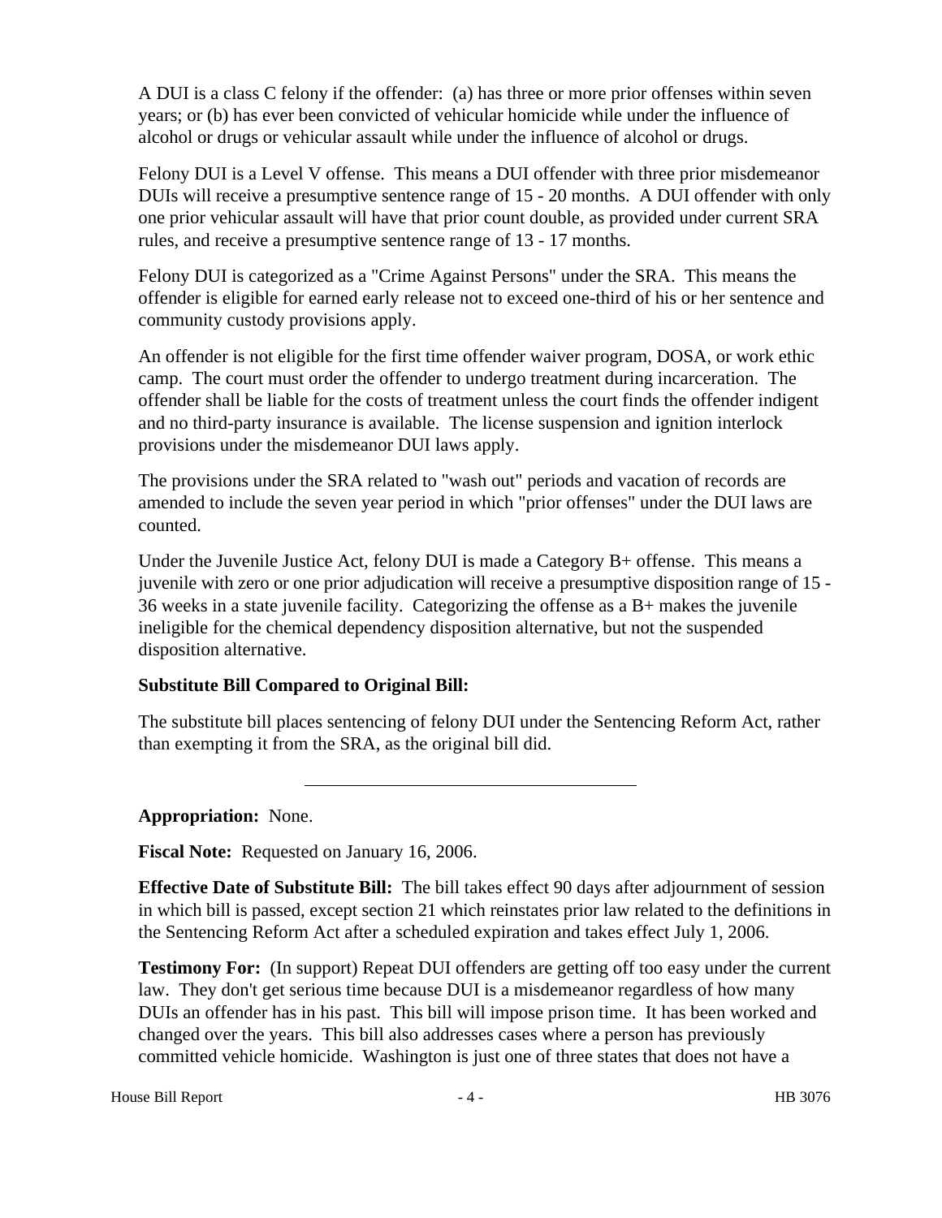A DUI is a class C felony if the offender: (a) has three or more prior offenses within seven years; or (b) has ever been convicted of vehicular homicide while under the influence of alcohol or drugs or vehicular assault while under the influence of alcohol or drugs.

Felony DUI is a Level V offense. This means a DUI offender with three prior misdemeanor DUIs will receive a presumptive sentence range of 15 - 20 months. A DUI offender with only one prior vehicular assault will have that prior count double, as provided under current SRA rules, and receive a presumptive sentence range of 13 - 17 months.

Felony DUI is categorized as a "Crime Against Persons" under the SRA. This means the offender is eligible for earned early release not to exceed one-third of his or her sentence and community custody provisions apply.

An offender is not eligible for the first time offender waiver program, DOSA, or work ethic camp. The court must order the offender to undergo treatment during incarceration. The offender shall be liable for the costs of treatment unless the court finds the offender indigent and no third-party insurance is available. The license suspension and ignition interlock provisions under the misdemeanor DUI laws apply.

The provisions under the SRA related to "wash out" periods and vacation of records are amended to include the seven year period in which "prior offenses" under the DUI laws are counted.

Under the Juvenile Justice Act, felony DUI is made a Category B+ offense. This means a juvenile with zero or one prior adjudication will receive a presumptive disposition range of 15 - 36 weeks in a state juvenile facility. Categorizing the offense as a B+ makes the juvenile ineligible for the chemical dependency disposition alternative, but not the suspended disposition alternative.

**Substitute Bill Compared to Original Bill:**

The substitute bill places sentencing of felony DUI under the Sentencing Reform Act, rather than exempting it from the SRA, as the original bill did.

---

**Appropriation:** None.

**Fiscal Note:** Requested on January 16, 2006.

**Effective Date of Substitute Bill:** The bill takes effect 90 days after adjournment of session in which bill is passed, except section 21 which reinstates prior law related to the definitions in the Sentencing Reform Act after a scheduled expiration and takes effect July 1, 2006.

**Testimony For:** (In support) Repeat DUI offenders are getting off too easy under the current law. They don't get serious time because DUI is a misdemeanor regardless of how many DUIs an offender has in his past. This bill will impose prison time. It has been worked and changed over the years. This bill also addresses cases where a person has previously committed vehicle homicide. Washington is just one of three states that does not have a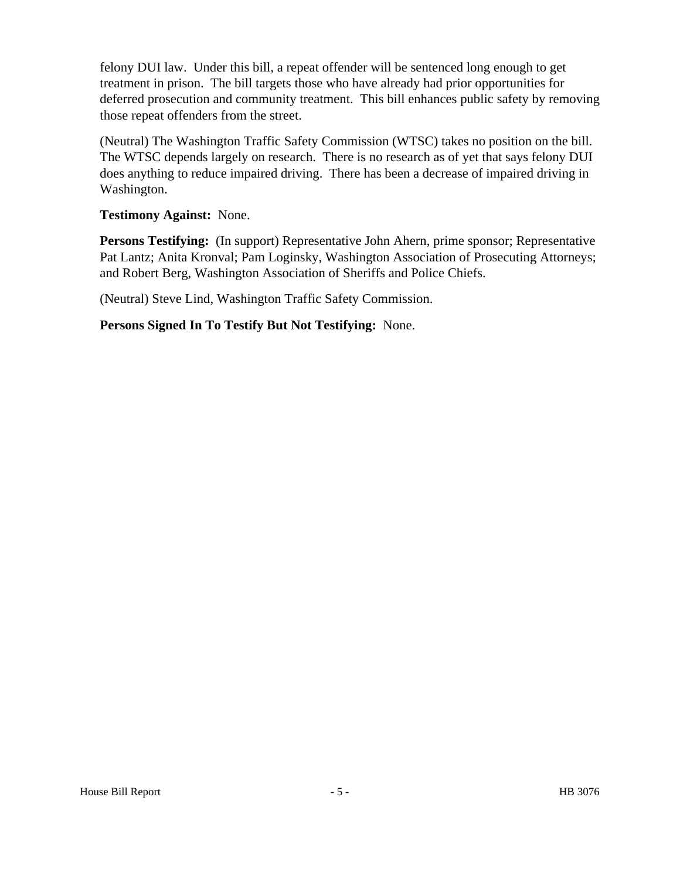felony DUI law. Under this bill, a repeat offender will be sentenced long enough to get treatment in prison. The bill targets those who have already had prior opportunities for deferred prosecution and community treatment. This bill enhances public safety by removing those repeat offenders from the street.

(Neutral) The Washington Traffic Safety Commission (WTSC) takes no position on the bill. The WTSC depends largely on research. There is no research as of yet that says felony DUI does anything to reduce impaired driving. There has been a decrease of impaired driving in Washington.

**Testimony Against:** None.

**Persons Testifying:** (In support) Representative John Ahern, prime sponsor; Representative Pat Lantz; Anita Kronval; Pam Loginsky, Washington Association of Prosecuting Attorneys; and Robert Berg, Washington Association of Sheriffs and Police Chiefs.

(Neutral) Steve Lind, Washington Traffic Safety Commission.

**Persons Signed In To Testify But Not Testifying:** None.